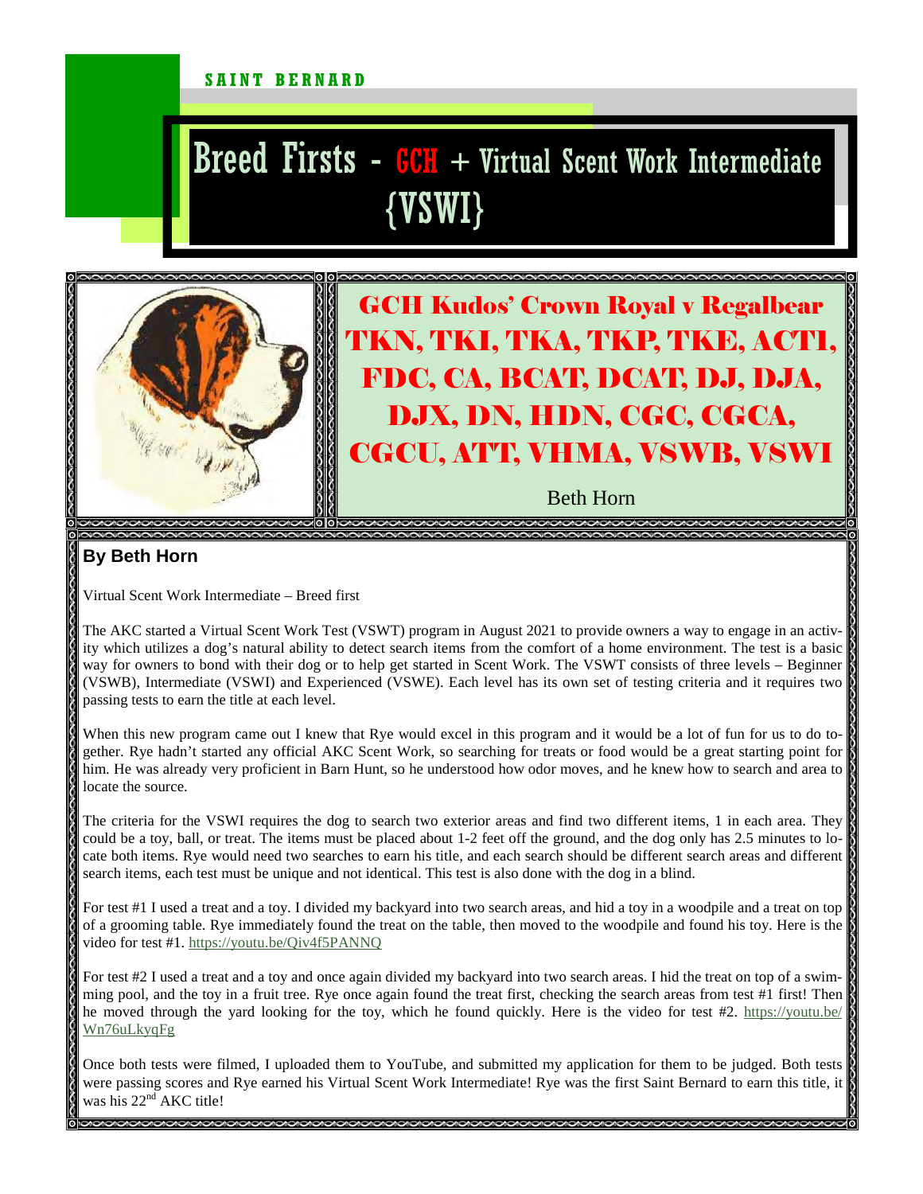SAINT BERNARD

# Breed Firsts - GCH + Virtual Scent Work Intermediate {VSWI}

## GCH Kudos' Crown Royal v Regalbear TKN, TKI, TKA, TKP, TKE, ACT1, FDC, CA, BCAT, DCAT, DJ, DJA, DJX, DN, HDN, CGC, CGCA, CGCU, ATT, VHMA, VSWB, VSWI

Beth Horn

**By Beth Horn**

Virtual Scent Work Intermediate – Breed first

The AKC started a Virtual Scent Work Test (VSWT) program in August 2021 to provide owners a way to engage in an activity which utilizes a dog's natural ability to detect search items from the comfort of a home environment. The test is a basic way for owners to bond with their dog or to help get started in Scent Work. The VSWT consists of three levels – Beginner (VSWB), Intermediate (VSWI) and Experienced (VSWE). Each level has its own set of testing criteria and it requires two passing tests to earn the title at each level.

When this new program came out I knew that Rye would excel in this program and it would be a lot of fun for us to do together. Rye hadn't started any official AKC Scent Work, so searching for treats or food would be a great starting point for him. He was already very proficient in Barn Hunt, so he understood how odor moves, and he knew how to search and area to locate the source.

The criteria for the VSWI requires the dog to search two exterior areas and find two different items, 1 in each area. They could be a toy, ball, or treat. The items must be placed about 1-2 feet off the ground, and the dog only has 2.5 minutes to locate both items. Rye would need two searches to earn his title, and each search should be different search areas and different search items, each test must be unique and not identical. This test is also done with the dog in a blind.

For test #1 I used a treat and a toy. I divided my backyard into two search areas, and hid a toy in a woodpile and a treat on top of a grooming table. Rye immediately found the treat on the table, then moved to the woodpile and found his toy. Here is the video for test #1. https://youtu.be/Qiv4f5PANNQ

For test #2 I used a treat and a toy and once again divided my backyard into two search areas. I hid the treat on top of a swimming pool, and the toy in a fruit tree. Rye once again found the treat first, checking the search areas from test #1 first! Then he moved through the yard looking for the toy, which he found quickly. Here is the video for test #2. https://youtu.be/Wn76uLkyqFg

Once both tests were filmed, I uploaded them to YouTube, and submitted my application for them to be judged. Both tests were passing scores and Rye earned his Virtual Scent Work Intermediate! Rye was the first Saint Bernard to earn this title, it was his 22nd AKC title!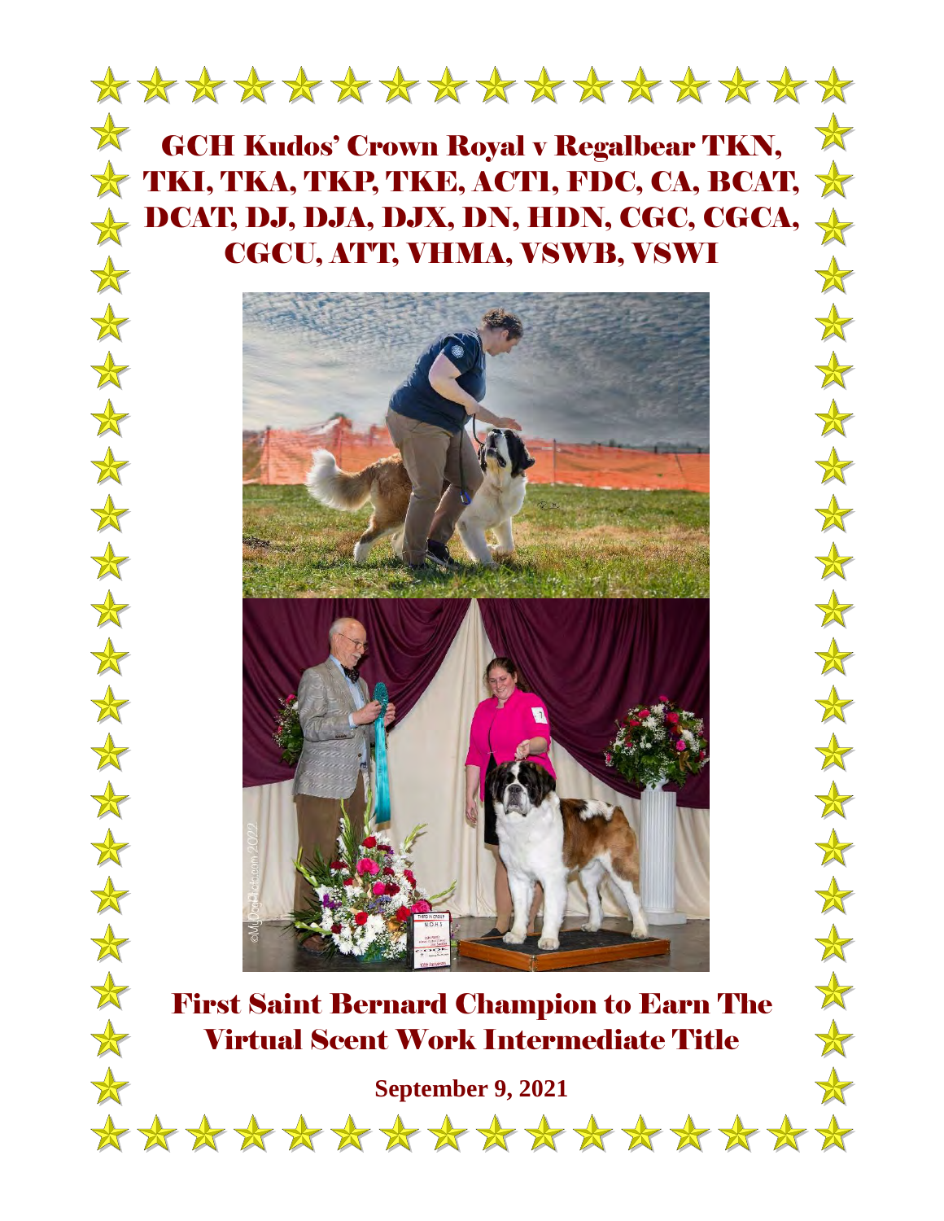# GCH Kudos' Crown Royal v Regalbear TKN, TKI, TKA, TKP, TKE, ACT1, FDC, CA, BCAT, DCAT, DJ, DJA, DJX, DN, HDN, CGC, CGCA, CGCU, ATT, VHMA, VSWB, VSWI

## First Saint Bernard Champion to Earn The Virtual Scent Work Intermediate Title

**September 9, 2021**